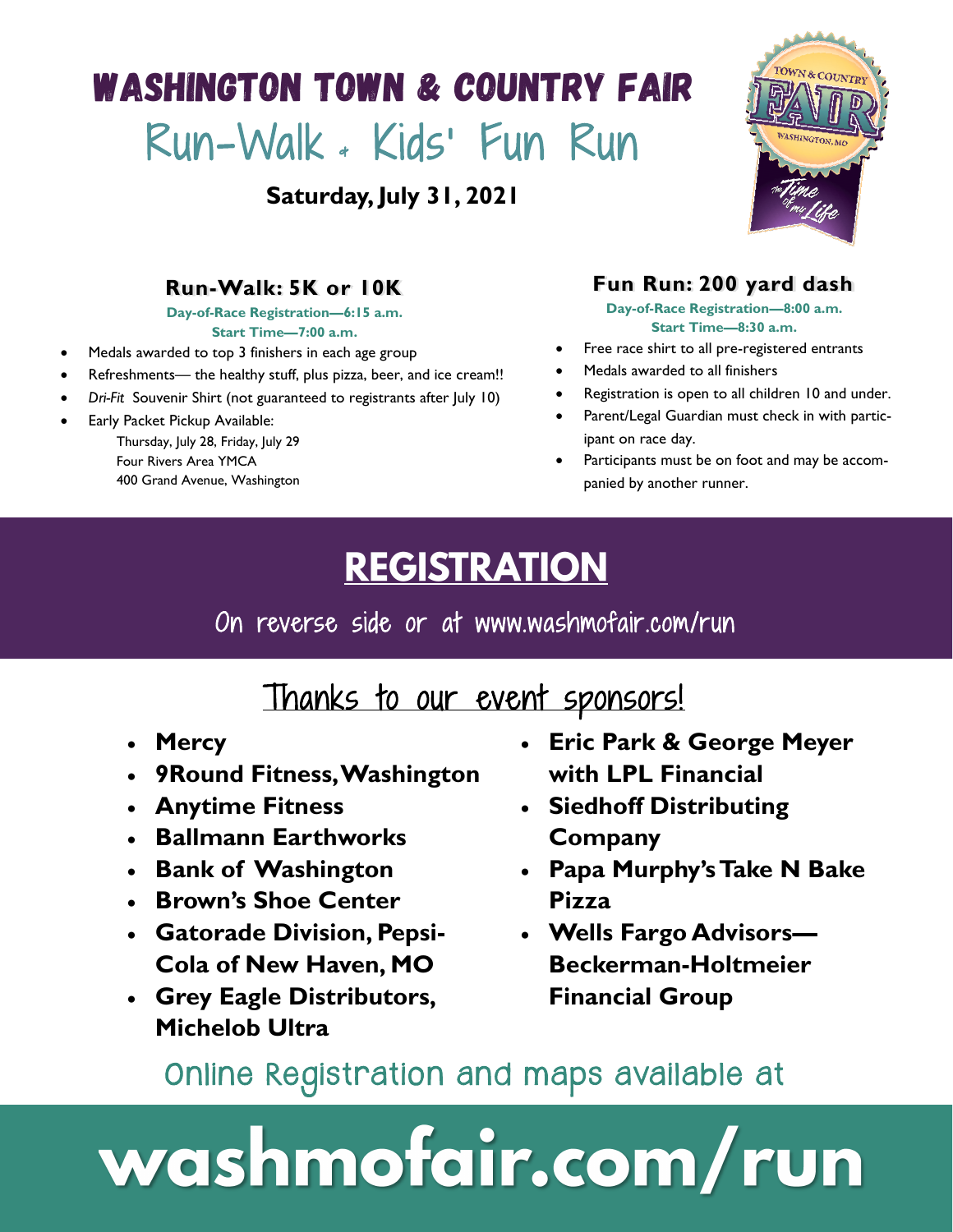# WASHINGTON TOWN & COUNTRY FAIR

## Run-Walk + Kids' Fun Run

**Saturday, July 31, 2021**

### Run-Walk: 5K or 10K

**Day-of-Race Registration—6:15 a.m.**
**Start Time—7:00 a.m.**

- Medals awarded to top 3 finishers in each age group
- Refreshments— the healthy stuff, plus pizza, beer, and ice cream!!
- *Dri-Fit* Souvenir Shirt (not guaranteed to registrants after July 10)
- Early Packet Pickup Available:
  Thursday, July 28, Friday, July 29
  Four Rivers Area YMCA
  400 Grand Avenue, Washington

### Fun Run: 200 yard dash

**Day-of-Race Registration—8:00 a.m.**
**Start Time—8:30 a.m.**

- Free race shirt to all pre-registered entrants
- Medals awarded to all finishers
- Registration is open to all children 10 and under.
- Parent/Legal Guardian must check in with participant on race day.
- Participants must be on foot and may be accompanied by another runner.

## REGISTRATION

On reverse side or at www.washmofair.com/run

## Thanks to our event sponsors!

- **Mercy**
- **9Round Fitness, Washington**
- **Anytime Fitness**
- **Ballmann Earthworks**
- **Bank of Washington**
- **Brown's Shoe Center**
- **Gatorade Division, Pepsi-Cola of New Haven, MO**
- **Grey Eagle Distributors, Michelob Ultra**
- **Eric Park & George Meyer with LPL Financial**
- **Siedhoff Distributing Company**
- **Papa Murphy's Take N Bake Pizza**
- **Wells Fargo Advisors—Beckerman-Holtmeier Financial Group**

Online Registration and maps available at

# washmofair.com/run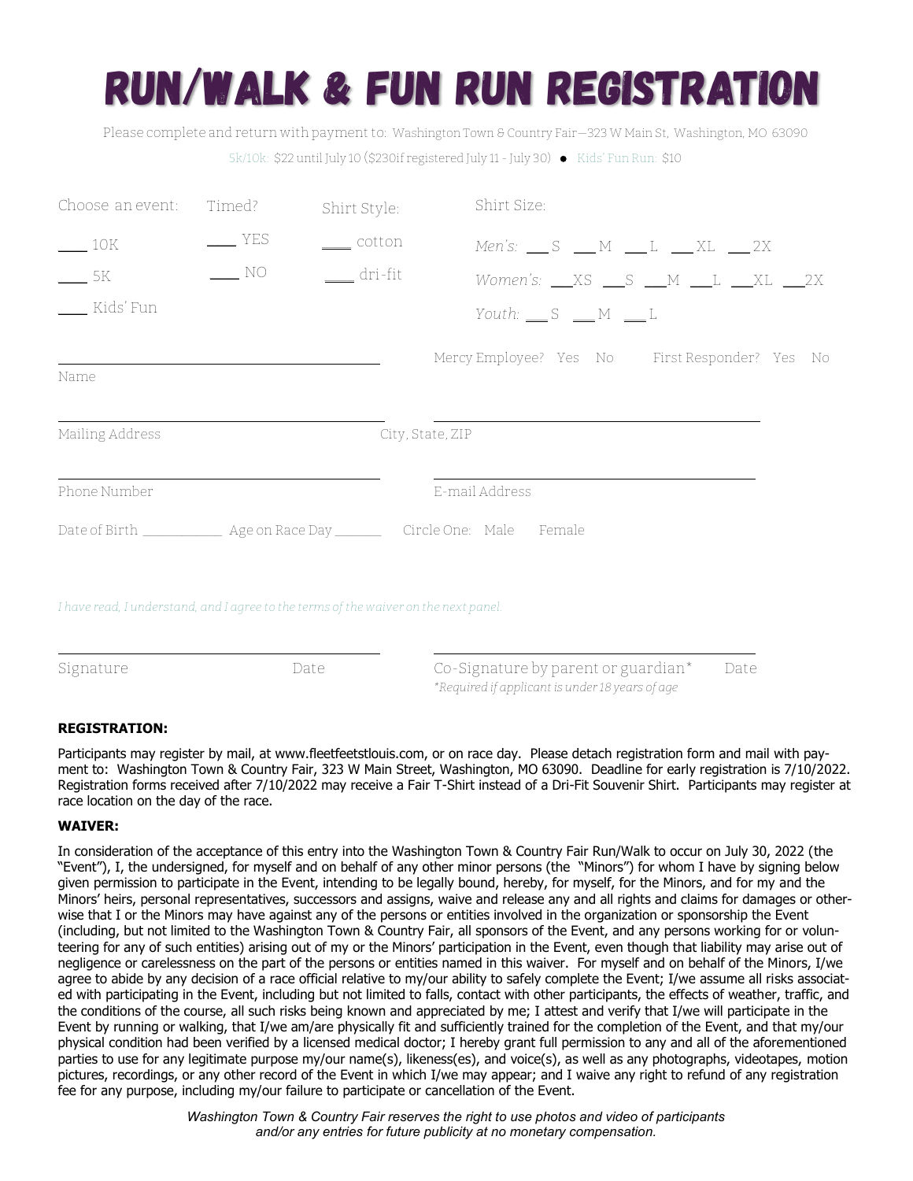# RUN/WALK & FUN RUN REGISTRATION

Please complete and return with payment to: Washington Town & Country Fair—323 W Main St, Washington, MO 63090

5k/10k: $22 until July 10 ($230if registered July 11 - July 30) • Kids' Fun Run: $10

| Choose an event: | Timed? | Shirt Style: | Shirt Size: |
| --- | --- | --- | --- |
| ___ 10K | ___ YES | ___ cotton | *Men's:* ___ S ___ M ___ L ___ XL ___ 2X |
| ___ 5K | ___ NO | ___ dri-fit | *Women's:* ___ XS ___ S ___ M ___ L ___ XL ___ 2X |
| ___ Kids' Fun | | | *Youth:* ___ S ___ M ___ L |

Mercy Employee? Yes No First Responder? Yes No

______________________________
Name

______________________________ ______________________________
Mailing Address City, State, ZIP

______________________________ ______________________________
Phone Number E-mail Address

Date of Birth ___________ Age on Race Day _______ Circle One: Male Female

*I have read, I understand, and I agree to the terms of the waiver on the next panel.*

______________________________ ______________________________
Signature Date Co-Signature by parent or guardian* Date

*\*Required if applicant is under 18 years of age*

**REGISTRATION:**

Participants may register by mail, at www.fleetfeetstlouis.com, or on race day. Please detach registration form and mail with payment to: Washington Town & Country Fair, 323 W Main Street, Washington, MO 63090. Deadline for early registration is 7/10/2022. Registration forms received after 7/10/2022 may receive a Fair T-Shirt instead of a Dri-Fit Souvenir Shirt. Participants may register at race location on the day of the race.

**WAIVER:**

In consideration of the acceptance of this entry into the Washington Town & Country Fair Run/Walk to occur on July 30, 2022 (the "Event"), I, the undersigned, for myself and on behalf of any other minor persons (the "Minors") for whom I have by signing below given permission to participate in the Event, intending to be legally bound, hereby, for myself, for the Minors, and for my and the Minors' heirs, personal representatives, successors and assigns, waive and release any and all rights and claims for damages or otherwise that I or the Minors may have against any of the persons or entities involved in the organization or sponsorship the Event (including, but not limited to the Washington Town & Country Fair, all sponsors of the Event, and any persons working for or volunteering for any of such entities) arising out of my or the Minors' participation in the Event, even though that liability may arise out of negligence or carelessness on the part of the persons or entities named in this waiver. For myself and on behalf of the Minors, I/we agree to abide by any decision of a race official relative to my/our ability to safely complete the Event; I/we assume all risks associated with participating in the Event, including but not limited to falls, contact with other participants, the effects of weather, traffic, and the conditions of the course, all such risks being known and appreciated by me; I attest and verify that I/we will participate in the Event by running or walking, that I/we am/are physically fit and sufficiently trained for the completion of the Event, and that my/our physical condition had been verified by a licensed medical doctor; I hereby grant full permission to any and all of the aforementioned parties to use for any legitimate purpose my/our name(s), likeness(es), and voice(s), as well as any photographs, videotapes, motion pictures, recordings, or any other record of the Event in which I/we may appear; and I waive any right to refund of any registration fee for any purpose, including my/our failure to participate or cancellation of the Event.

*Washington Town & Country Fair reserves the right to use photos and video of participants and/or any entries for future publicity at no monetary compensation.*